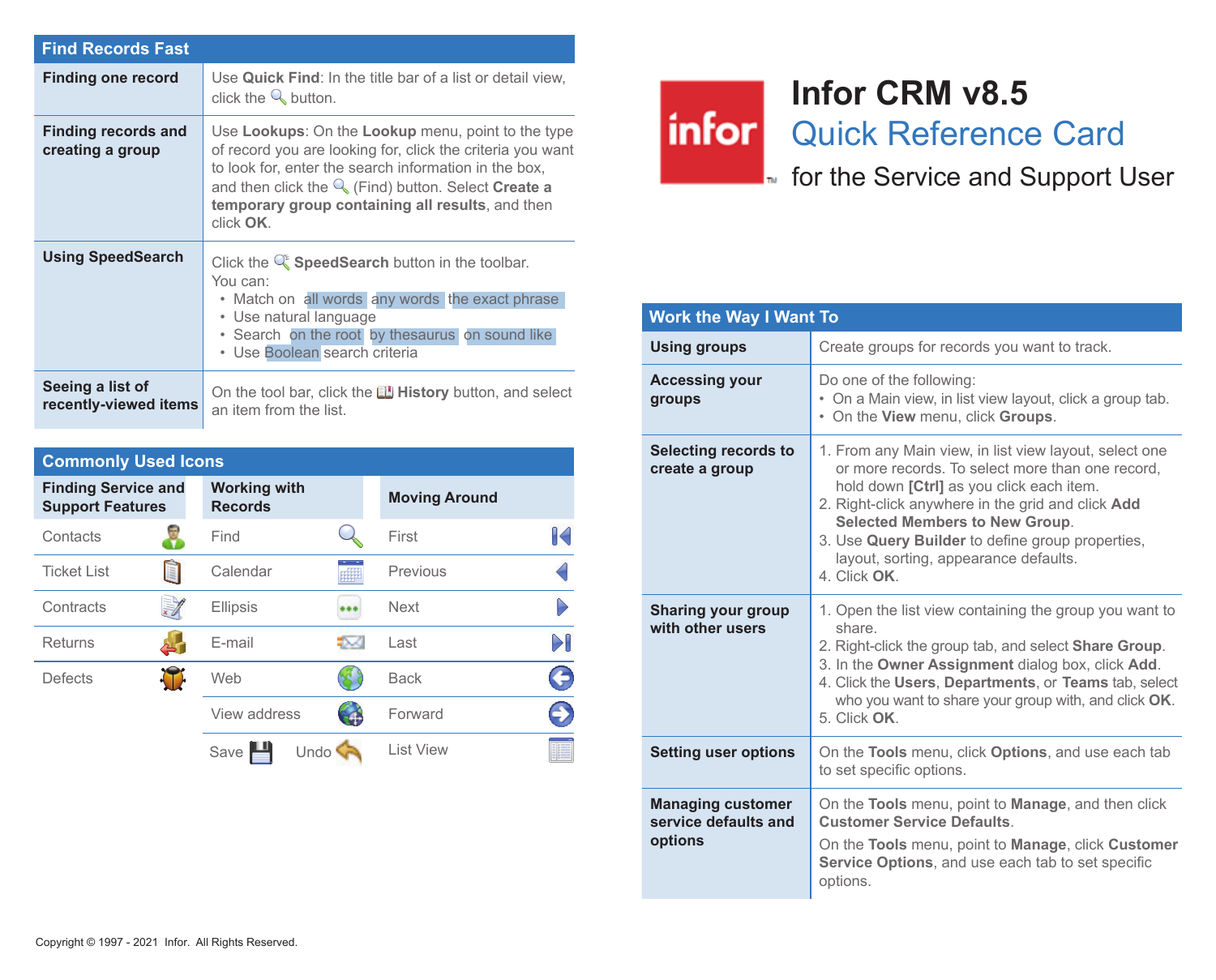# Infor CRM v8.5

## Quick Reference Card

### for the Service and Support User

## Find Records Fast

| | |
|---|---|
| **Finding one record** | Use **Quick Find**: In the title bar of a list or detail view, click the button. |
| **Finding records and creating a group** | Use **Lookups**: On the **Lookup** menu, point to the type of record you are looking for, click the criteria you want to look for, enter the search information in the box, and then click the (Find) button. Select **Create a temporary group containing all results**, and then click **OK**. |
| **Using SpeedSearch** | Click the **SpeedSearch** button in the toolbar. You can: • Match on all words any words the exact phrase • Use natural language • Search on the root by thesaurus on sound like • Use Boolean search criteria |
| **Seeing a list of recently-viewed items** | On the tool bar, click the **History** button, and select an item from the list. |

## Commonly Used Icons

| Finding Service and Support Features | Working with Records | Moving Around |
|---|---|---|
| Contacts | Find | First |
| Ticket List | Calendar | Previous |
| Contracts | Ellipsis | Next |
| Returns | E-mail | Last |
| Defects | Web | Back |
| | View address | Forward |
| | Save Undo | List View |

## Work the Way I Want To

| | |
|---|---|
| **Using groups** | Create groups for records you want to track. |
| **Accessing your groups** | Do one of the following: • On a Main view, in list view layout, click a group tab. • On the **View** menu, click **Groups**. |
| **Selecting records to create a group** | 1. From any Main view, in list view layout, select one or more records. To select more than one record, hold down **[Ctrl]** as you click each item. 2. Right-click anywhere in the grid and click **Add Selected Members to New Group**. 3. Use **Query Builder** to define group properties, layout, sorting, appearance defaults. 4. Click **OK**. |
| **Sharing your group with other users** | 1. Open the list view containing the group you want to share. 2. Right-click the group tab, and select **Share Group**. 3. In the **Owner Assignment** dialog box, click **Add**. 4. Click the **Users**, **Departments**, or **Teams** tab, select who you want to share your group with, and click **OK**. 5. Click **OK**. |
| **Setting user options** | On the **Tools** menu, click **Options**, and use each tab to set specific options. |
| **Managing customer service defaults and options** | On the **Tools** menu, point to **Manage**, and then click **Customer Service Defaults**. On the **Tools** menu, point to **Manage**, click **Customer Service Options**, and use each tab to set specific options. |

Copyright © 1997 - 2021 Infor. All Rights Reserved.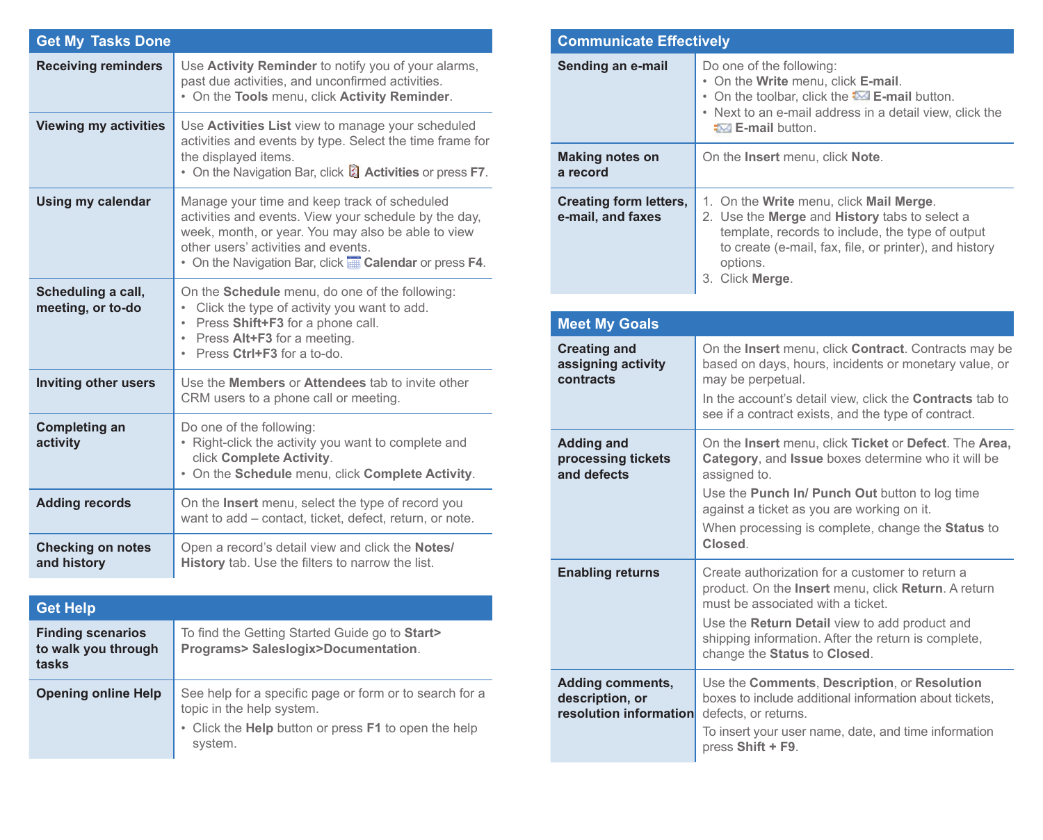## Get My Tasks Done

| | |
|---|---|
| **Receiving reminders** | Use **Activity Reminder** to notify you of your alarms, past due activities, and unconfirmed activities.<br>• On the **Tools** menu, click **Activity Reminder**. |
| **Viewing my activities** | Use **Activities List** view to manage your scheduled activities and events by type. Select the time frame for the displayed items.<br>• On the Navigation Bar, click **Activities** or press **F7**. |
| **Using my calendar** | Manage your time and keep track of scheduled activities and events. View your schedule by the day, week, month, or year. You may also be able to view other users' activities and events.<br>• On the Navigation Bar, click **Calendar** or press **F4**. |
| **Scheduling a call, meeting, or to-do** | On the **Schedule** menu, do one of the following:<br>• Click the type of activity you want to add.<br>• Press **Shift+F3** for a phone call.<br>• Press **Alt+F3** for a meeting.<br>• Press **Ctrl+F3** for a to-do. |
| **Inviting other users** | Use the **Members** or **Attendees** tab to invite other CRM users to a phone call or meeting. |
| **Completing an activity** | Do one of the following:<br>• Right-click the activity you want to complete and click **Complete Activity**.<br>• On the **Schedule** menu, click **Complete Activity**. |
| **Adding records** | On the **Insert** menu, select the type of record you want to add – contact, ticket, defect, return, or note. |
| **Checking on notes and history** | Open a record's detail view and click the **Notes/ History** tab. Use the filters to narrow the list. |

## Get Help

| | |
|---|---|
| **Finding scenarios to walk you through tasks** | To find the Getting Started Guide go to **Start> Programs> Saleslogix>Documentation**. |
| **Opening online Help** | See help for a specific page or form or to search for a topic in the help system.<br>• Click the **Help** button or press **F1** to open the help system. |

## Communicate Effectively

| | |
|---|---|
| **Sending an e-mail** | Do one of the following:<br>• On the **Write** menu, click **E-mail**.<br>• On the toolbar, click the **E-mail** button.<br>• Next to an e-mail address in a detail view, click the **E-mail** button. |
| **Making notes on a record** | On the **Insert** menu, click **Note**. |
| **Creating form letters, e-mail, and faxes** | 1. On the **Write** menu, click **Mail Merge**.<br>2. Use the **Merge** and **History** tabs to select a template, records to include, the type of output to create (e-mail, fax, file, or printer), and history options.<br>3. Click **Merge**. |

## Meet My Goals

| | |
|---|---|
| **Creating and assigning activity contracts** | On the **Insert** menu, click **Contract**. Contracts may be based on days, hours, incidents or monetary value, or may be perpetual.<br>In the account's detail view, click the **Contracts** tab to see if a contract exists, and the type of contract. |
| **Adding and processing tickets and defects** | On the **Insert** menu, click **Ticket** or **Defect**. The **Area, Category**, and **Issue** boxes determine who it will be assigned to.<br>Use the **Punch In/ Punch Out** button to log time against a ticket as you are working on it.<br>When processing is complete, change the **Status** to **Closed**. |
| **Enabling returns** | Create authorization for a customer to return a product. On the **Insert** menu, click **Return**. A return must be associated with a ticket.<br>Use the **Return Detail** view to add product and shipping information. After the return is complete, change the **Status** to **Closed**. |
| **Adding comments, description, or resolution information** | Use the **Comments**, **Description**, or **Resolution** boxes to include additional information about tickets, defects, or returns.<br>To insert your user name, date, and time information press **Shift + F9**. |